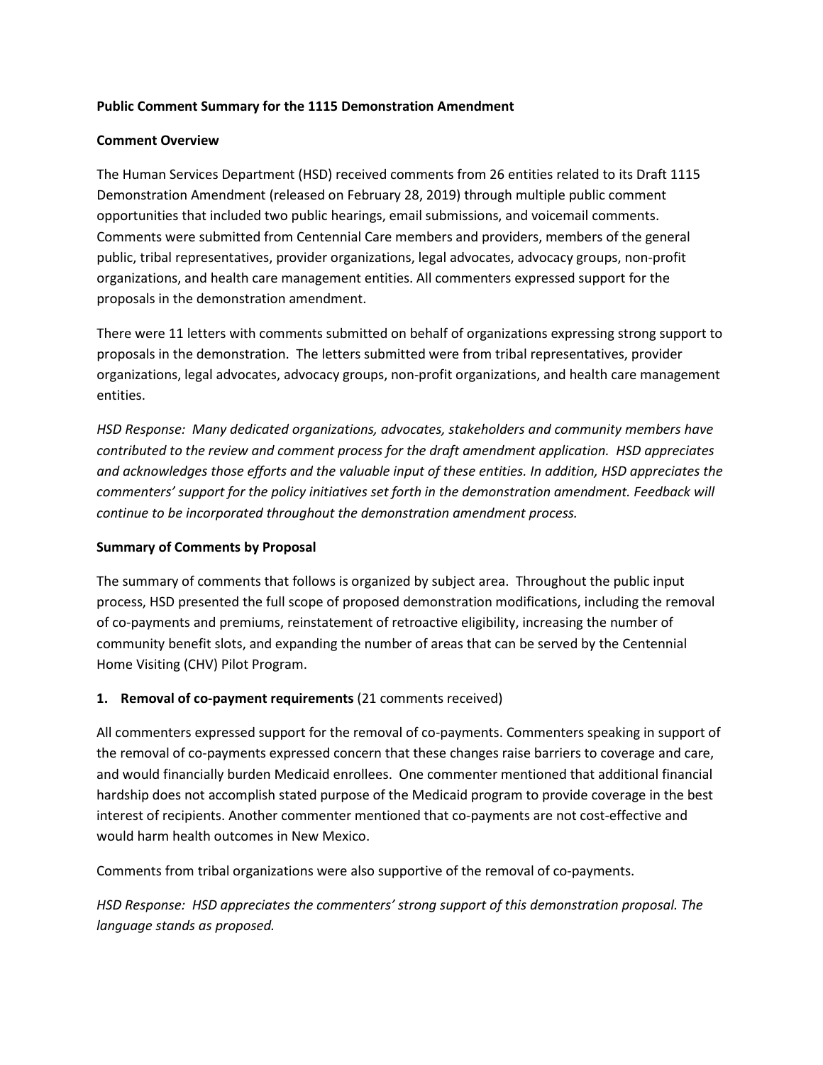**Public Comment Summary for the 1115 Demonstration Amendment**

**Comment Overview**

The Human Services Department (HSD) received comments from 26 entities related to its Draft 1115 Demonstration Amendment (released on February 28, 2019) through multiple public comment opportunities that included two public hearings, email submissions, and voicemail comments. Comments were submitted from Centennial Care members and providers, members of the general public, tribal representatives, provider organizations, legal advocates, advocacy groups, non-profit organizations, and health care management entities. All commenters expressed support for the proposals in the demonstration amendment.

There were 11 letters with comments submitted on behalf of organizations expressing strong support to proposals in the demonstration. The letters submitted were from tribal representatives, provider organizations, legal advocates, advocacy groups, non-profit organizations, and health care management entities.

*HSD Response: Many dedicated organizations, advocates, stakeholders and community members have contributed to the review and comment process for the draft amendment application. HSD appreciates and acknowledges those efforts and the valuable input of these entities. In addition, HSD appreciates the commenters' support for the policy initiatives set forth in the demonstration amendment. Feedback will continue to be incorporated throughout the demonstration amendment process.*

**Summary of Comments by Proposal**

The summary of comments that follows is organized by subject area. Throughout the public input process, HSD presented the full scope of proposed demonstration modifications, including the removal of co-payments and premiums, reinstatement of retroactive eligibility, increasing the number of community benefit slots, and expanding the number of areas that can be served by the Centennial Home Visiting (CHV) Pilot Program.

1. **Removal of co-payment requirements** (21 comments received)

All commenters expressed support for the removal of co-payments. Commenters speaking in support of the removal of co-payments expressed concern that these changes raise barriers to coverage and care, and would financially burden Medicaid enrollees. One commenter mentioned that additional financial hardship does not accomplish stated purpose of the Medicaid program to provide coverage in the best interest of recipients. Another commenter mentioned that co-payments are not cost-effective and would harm health outcomes in New Mexico.

Comments from tribal organizations were also supportive of the removal of co-payments.

*HSD Response: HSD appreciates the commenters' strong support of this demonstration proposal. The language stands as proposed.*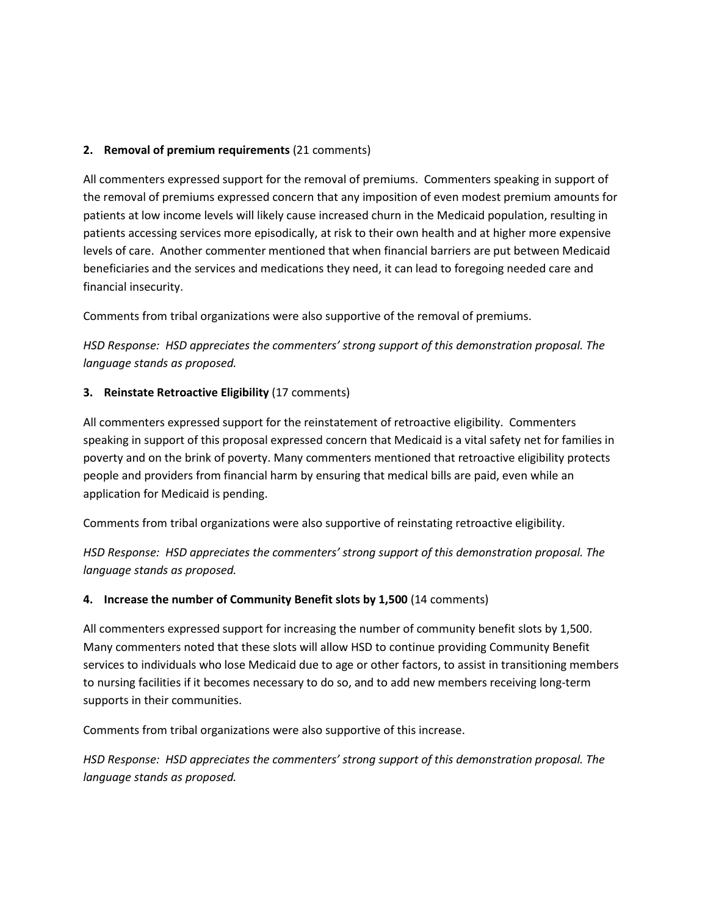**2. Removal of premium requirements** (21 comments)

All commenters expressed support for the removal of premiums. Commenters speaking in support of the removal of premiums expressed concern that any imposition of even modest premium amounts for patients at low income levels will likely cause increased churn in the Medicaid population, resulting in patients accessing services more episodically, at risk to their own health and at higher more expensive levels of care. Another commenter mentioned that when financial barriers are put between Medicaid beneficiaries and the services and medications they need, it can lead to foregoing needed care and financial insecurity.

Comments from tribal organizations were also supportive of the removal of premiums.

*HSD Response: HSD appreciates the commenters' strong support of this demonstration proposal. The language stands as proposed.*

**3. Reinstate Retroactive Eligibility** (17 comments)

All commenters expressed support for the reinstatement of retroactive eligibility. Commenters speaking in support of this proposal expressed concern that Medicaid is a vital safety net for families in poverty and on the brink of poverty. Many commenters mentioned that retroactive eligibility protects people and providers from financial harm by ensuring that medical bills are paid, even while an application for Medicaid is pending.

Comments from tribal organizations were also supportive of reinstating retroactive eligibility.

*HSD Response: HSD appreciates the commenters' strong support of this demonstration proposal. The language stands as proposed.*

**4. Increase the number of Community Benefit slots by 1,500** (14 comments)

All commenters expressed support for increasing the number of community benefit slots by 1,500. Many commenters noted that these slots will allow HSD to continue providing Community Benefit services to individuals who lose Medicaid due to age or other factors, to assist in transitioning members to nursing facilities if it becomes necessary to do so, and to add new members receiving long-term supports in their communities.

Comments from tribal organizations were also supportive of this increase.

*HSD Response: HSD appreciates the commenters' strong support of this demonstration proposal. The language stands as proposed.*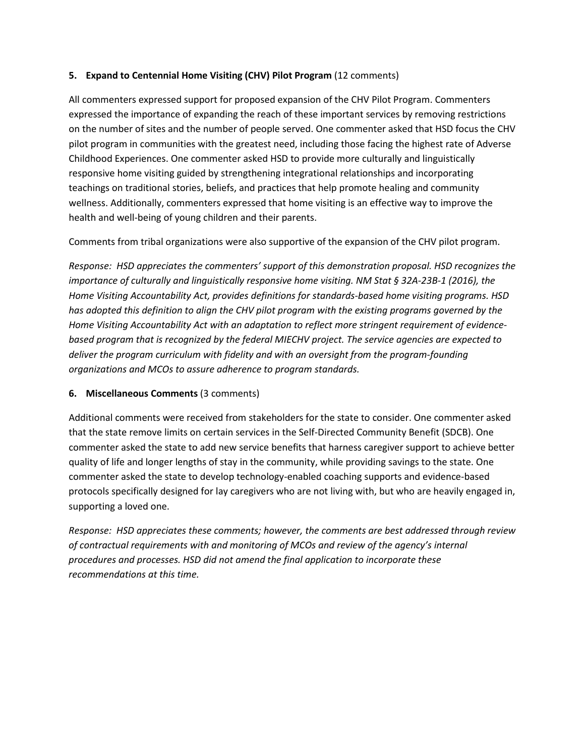**5. Expand to Centennial Home Visiting (CHV) Pilot Program** (12 comments)

All commenters expressed support for proposed expansion of the CHV Pilot Program. Commenters expressed the importance of expanding the reach of these important services by removing restrictions on the number of sites and the number of people served. One commenter asked that HSD focus the CHV pilot program in communities with the greatest need, including those facing the highest rate of Adverse Childhood Experiences. One commenter asked HSD to provide more culturally and linguistically responsive home visiting guided by strengthening integrational relationships and incorporating teachings on traditional stories, beliefs, and practices that help promote healing and community wellness. Additionally, commenters expressed that home visiting is an effective way to improve the health and well-being of young children and their parents.

Comments from tribal organizations were also supportive of the expansion of the CHV pilot program.

*Response: HSD appreciates the commenters' support of this demonstration proposal. HSD recognizes the importance of culturally and linguistically responsive home visiting. NM Stat § 32A-23B-1 (2016), the Home Visiting Accountability Act, provides definitions for standards-based home visiting programs. HSD has adopted this definition to align the CHV pilot program with the existing programs governed by the Home Visiting Accountability Act with an adaptation to reflect more stringent requirement of evidence-based program that is recognized by the federal MIECHV project. The service agencies are expected to deliver the program curriculum with fidelity and with an oversight from the program-founding organizations and MCOs to assure adherence to program standards.*

**6. Miscellaneous Comments** (3 comments)

Additional comments were received from stakeholders for the state to consider. One commenter asked that the state remove limits on certain services in the Self-Directed Community Benefit (SDCB). One commenter asked the state to add new service benefits that harness caregiver support to achieve better quality of life and longer lengths of stay in the community, while providing savings to the state. One commenter asked the state to develop technology-enabled coaching supports and evidence-based protocols specifically designed for lay caregivers who are not living with, but who are heavily engaged in, supporting a loved one.

*Response: HSD appreciates these comments; however, the comments are best addressed through review of contractual requirements with and monitoring of MCOs and review of the agency's internal procedures and processes. HSD did not amend the final application to incorporate these recommendations at this time.*